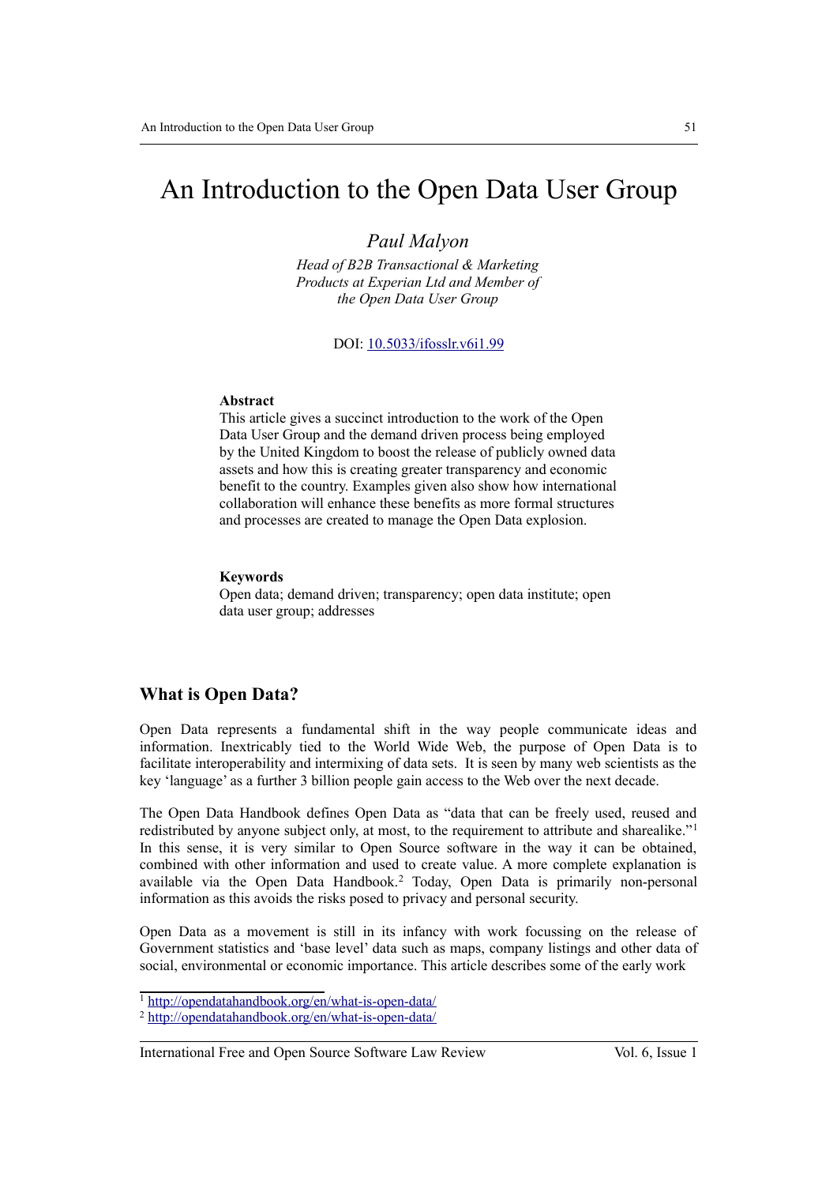# An Introduction to the Open Data User Group

*Paul Malyon*

*Head of B2B Transactional & Marketing Products at Experian Ltd and Member of the Open Data User Group*

DOI: [10.5033/ifosslr.v6i1.99](10.5033/ifosslr.v6i1.99)

**Abstract**

This article gives a succinct introduction to the work of the Open Data User Group and the demand driven process being employed by the United Kingdom to boost the release of publicly owned data assets and how this is creating greater transparency and economic benefit to the country. Examples given also show how international collaboration will enhance these benefits as more formal structures and processes are created to manage the Open Data explosion.

**Keywords**

Open data; demand driven; transparency; open data institute; open data user group; addresses

## What is Open Data?

Open Data represents a fundamental shift in the way people communicate ideas and information. Inextricably tied to the World Wide Web, the purpose of Open Data is to facilitate interoperability and intermixing of data sets. It is seen by many web scientists as the key 'language' as a further 3 billion people gain access to the Web over the next decade.

The Open Data Handbook defines Open Data as "data that can be freely used, reused and redistributed by anyone subject only, at most, to the requirement to attribute and sharealike."[1] In this sense, it is very similar to Open Source software in the way it can be obtained, combined with other information and used to create value. A more complete explanation is available via the Open Data Handbook.[2] Today, Open Data is primarily non-personal information as this avoids the risks posed to privacy and personal security.

Open Data as a movement is still in its infancy with work focussing on the release of Government statistics and 'base level' data such as maps, company listings and other data of social, environmental or economic importance. This article describes some of the early work

[1] http://opendatahandbook.org/en/what-is-open-data/

[2] http://opendatahandbook.org/en/what-is-open-data/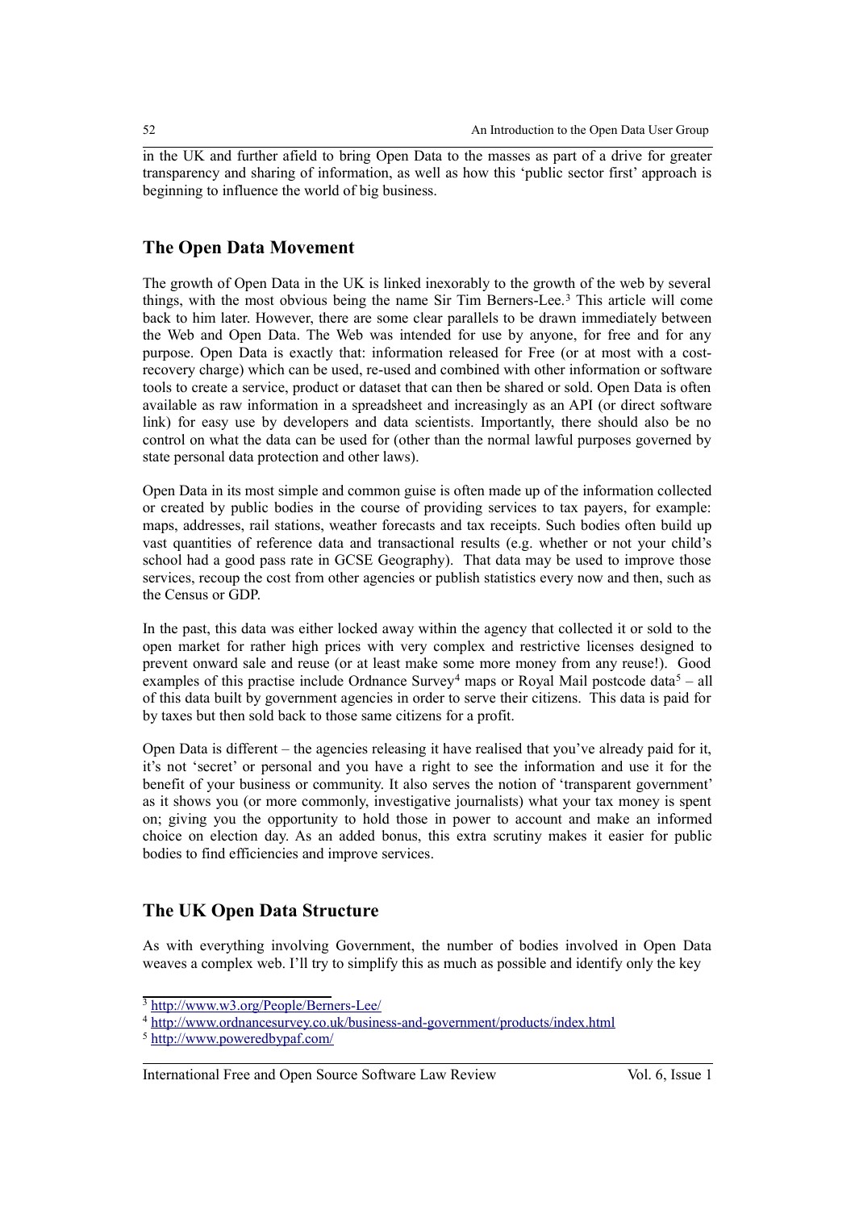in the UK and further afield to bring Open Data to the masses as part of a drive for greater transparency and sharing of information, as well as how this 'public sector first' approach is beginning to influence the world of big business.

## The Open Data Movement

The growth of Open Data in the UK is linked inexorably to the growth of the web by several things, with the most obvious being the name Sir Tim Berners-Lee.[3] This article will come back to him later. However, there are some clear parallels to be drawn immediately between the Web and Open Data. The Web was intended for use by anyone, for free and for any purpose. Open Data is exactly that: information released for Free (or at most with a cost-recovery charge) which can be used, re-used and combined with other information or software tools to create a service, product or dataset that can then be shared or sold. Open Data is often available as raw information in a spreadsheet and increasingly as an API (or direct software link) for easy use by developers and data scientists. Importantly, there should also be no control on what the data can be used for (other than the normal lawful purposes governed by state personal data protection and other laws).

Open Data in its most simple and common guise is often made up of the information collected or created by public bodies in the course of providing services to tax payers, for example: maps, addresses, rail stations, weather forecasts and tax receipts. Such bodies often build up vast quantities of reference data and transactional results (e.g. whether or not your child's school had a good pass rate in GCSE Geography). That data may be used to improve those services, recoup the cost from other agencies or publish statistics every now and then, such as the Census or GDP.

In the past, this data was either locked away within the agency that collected it or sold to the open market for rather high prices with very complex and restrictive licenses designed to prevent onward sale and reuse (or at least make some more money from any reuse!). Good examples of this practise include Ordnance Survey[4] maps or Royal Mail postcode data[5] – all of this data built by government agencies in order to serve their citizens. This data is paid for by taxes but then sold back to those same citizens for a profit.

Open Data is different – the agencies releasing it have realised that you've already paid for it, it's not 'secret' or personal and you have a right to see the information and use it for the benefit of your business or community. It also serves the notion of 'transparent government' as it shows you (or more commonly, investigative journalists) what your tax money is spent on; giving you the opportunity to hold those in power to account and make an informed choice on election day. As an added bonus, this extra scrutiny makes it easier for public bodies to find efficiencies and improve services.

## The UK Open Data Structure

As with everything involving Government, the number of bodies involved in Open Data weaves a complex web. I'll try to simplify this as much as possible and identify only the key

[3] http://www.w3.org/People/Berners-Lee/

[4] http://www.ordnancesurvey.co.uk/business-and-government/products/index.html

[5] http://www.poweredbypaf.com/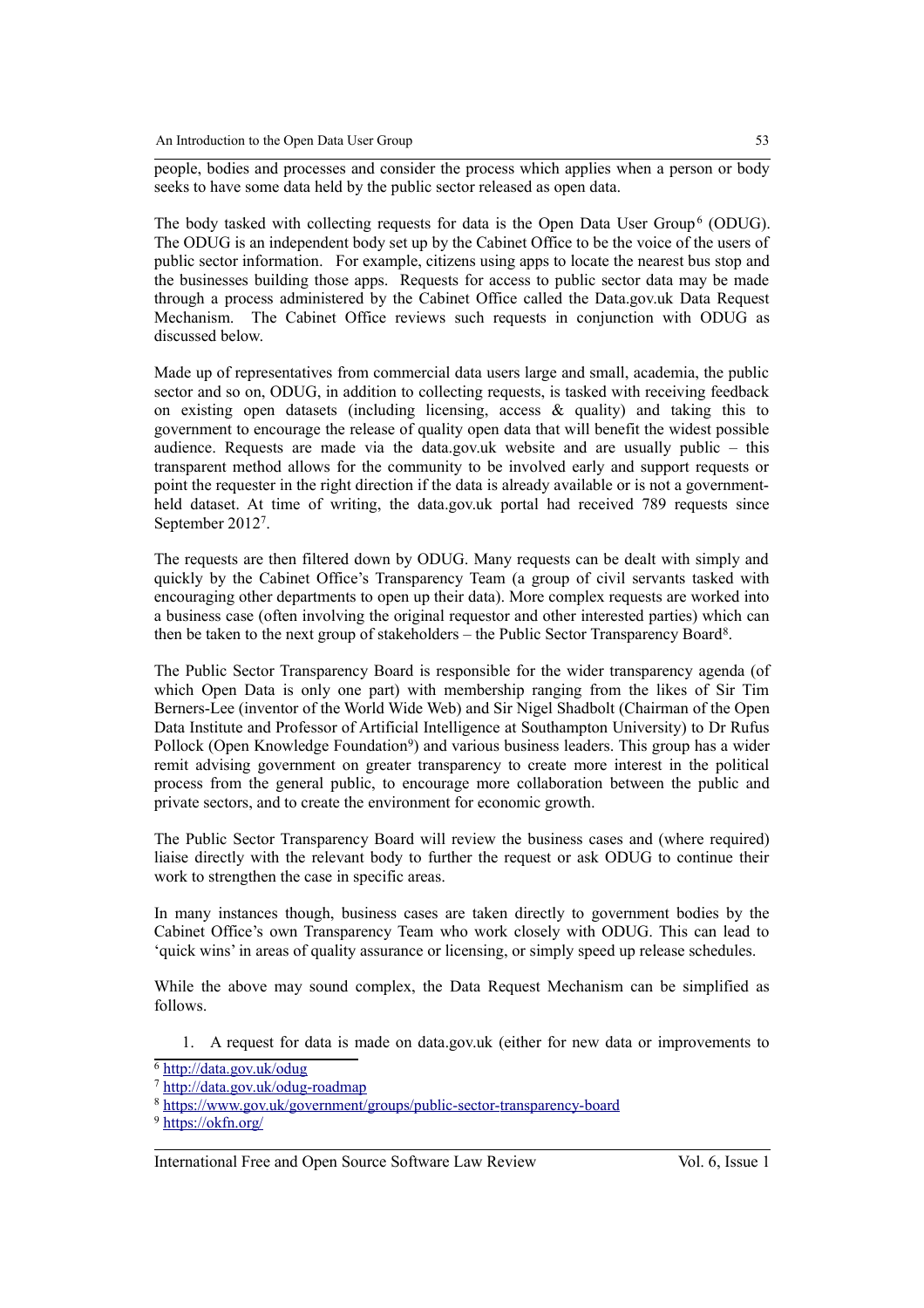people, bodies and processes and consider the process which applies when a person or body seeks to have some data held by the public sector released as open data.

The body tasked with collecting requests for data is the Open Data User Group[6] (ODUG). The ODUG is an independent body set up by the Cabinet Office to be the voice of the users of public sector information. For example, citizens using apps to locate the nearest bus stop and the businesses building those apps. Requests for access to public sector data may be made through a process administered by the Cabinet Office called the Data.gov.uk Data Request Mechanism. The Cabinet Office reviews such requests in conjunction with ODUG as discussed below.

Made up of representatives from commercial data users large and small, academia, the public sector and so on, ODUG, in addition to collecting requests, is tasked with receiving feedback on existing open datasets (including licensing, access & quality) and taking this to government to encourage the release of quality open data that will benefit the widest possible audience. Requests are made via the data.gov.uk website and are usually public – this transparent method allows for the community to be involved early and support requests or point the requester in the right direction if the data is already available or is not a government-held dataset. At time of writing, the data.gov.uk portal had received 789 requests since September 2012[7].

The requests are then filtered down by ODUG. Many requests can be dealt with simply and quickly by the Cabinet Office's Transparency Team (a group of civil servants tasked with encouraging other departments to open up their data). More complex requests are worked into a business case (often involving the original requestor and other interested parties) which can then be taken to the next group of stakeholders – the Public Sector Transparency Board[8].

The Public Sector Transparency Board is responsible for the wider transparency agenda (of which Open Data is only one part) with membership ranging from the likes of Sir Tim Berners-Lee (inventor of the World Wide Web) and Sir Nigel Shadbolt (Chairman of the Open Data Institute and Professor of Artificial Intelligence at Southampton University) to Dr Rufus Pollock (Open Knowledge Foundation[9]) and various business leaders. This group has a wider remit advising government on greater transparency to create more interest in the political process from the general public, to encourage more collaboration between the public and private sectors, and to create the environment for economic growth.

The Public Sector Transparency Board will review the business cases and (where required) liaise directly with the relevant body to further the request or ask ODUG to continue their work to strengthen the case in specific areas.

In many instances though, business cases are taken directly to government bodies by the Cabinet Office's own Transparency Team who work closely with ODUG. This can lead to 'quick wins' in areas of quality assurance or licensing, or simply speed up release schedules.

While the above may sound complex, the Data Request Mechanism can be simplified as follows.

1. A request for data is made on data.gov.uk (either for new data or improvements to

[6] http://data.gov.uk/odug

[7] http://data.gov.uk/odug-roadmap

[8] https://www.gov.uk/government/groups/public-sector-transparency-board

[9] https://okfn.org/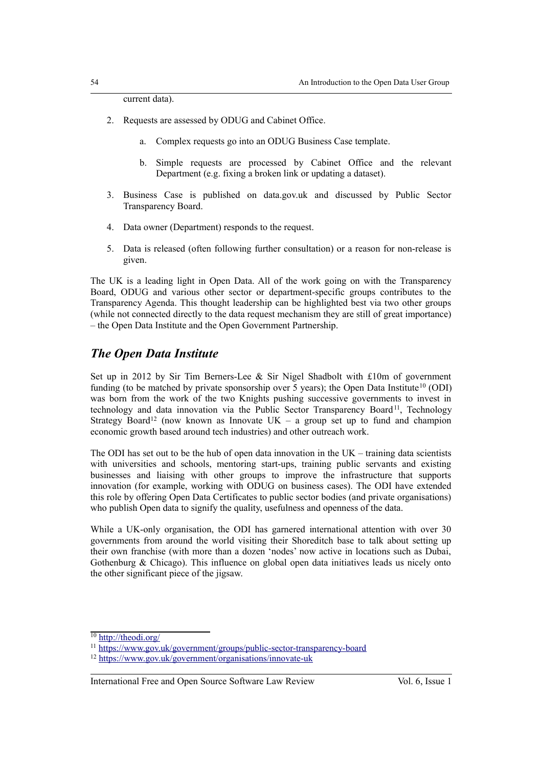current data).

2. Requests are assessed by ODUG and Cabinet Office.

    a. Complex requests go into an ODUG Business Case template.

    b. Simple requests are processed by Cabinet Office and the relevant Department (e.g. fixing a broken link or updating a dataset).

3. Business Case is published on data.gov.uk and discussed by Public Sector Transparency Board.

4. Data owner (Department) responds to the request.

5. Data is released (often following further consultation) or a reason for non-release is given.

The UK is a leading light in Open Data. All of the work going on with the Transparency Board, ODUG and various other sector or department-specific groups contributes to the Transparency Agenda. This thought leadership can be highlighted best via two other groups (while not connected directly to the data request mechanism they are still of great importance) – the Open Data Institute and the Open Government Partnership.

## *The Open Data Institute*

Set up in 2012 by Sir Tim Berners-Lee & Sir Nigel Shadbolt with £10m of government funding (to be matched by private sponsorship over 5 years); the Open Data Institute[10] (ODI) was born from the work of the two Knights pushing successive governments to invest in technology and data innovation via the Public Sector Transparency Board[11], Technology Strategy Board[12] (now known as Innovate UK – a group set up to fund and champion economic growth based around tech industries) and other outreach work.

The ODI has set out to be the hub of open data innovation in the UK – training data scientists with universities and schools, mentoring start-ups, training public servants and existing businesses and liaising with other groups to improve the infrastructure that supports innovation (for example, working with ODUG on business cases). The ODI have extended this role by offering Open Data Certificates to public sector bodies (and private organisations) who publish Open data to signify the quality, usefulness and openness of the data.

While a UK-only organisation, the ODI has garnered international attention with over 30 governments from around the world visiting their Shoreditch base to talk about setting up their own franchise (with more than a dozen 'nodes' now active in locations such as Dubai, Gothenburg & Chicago). This influence on global open data initiatives leads us nicely onto the other significant piece of the jigsaw.

---

[10] http://theodi.org/

[11] https://www.gov.uk/government/groups/public-sector-transparency-board

[12] https://www.gov.uk/government/organisations/innovate-uk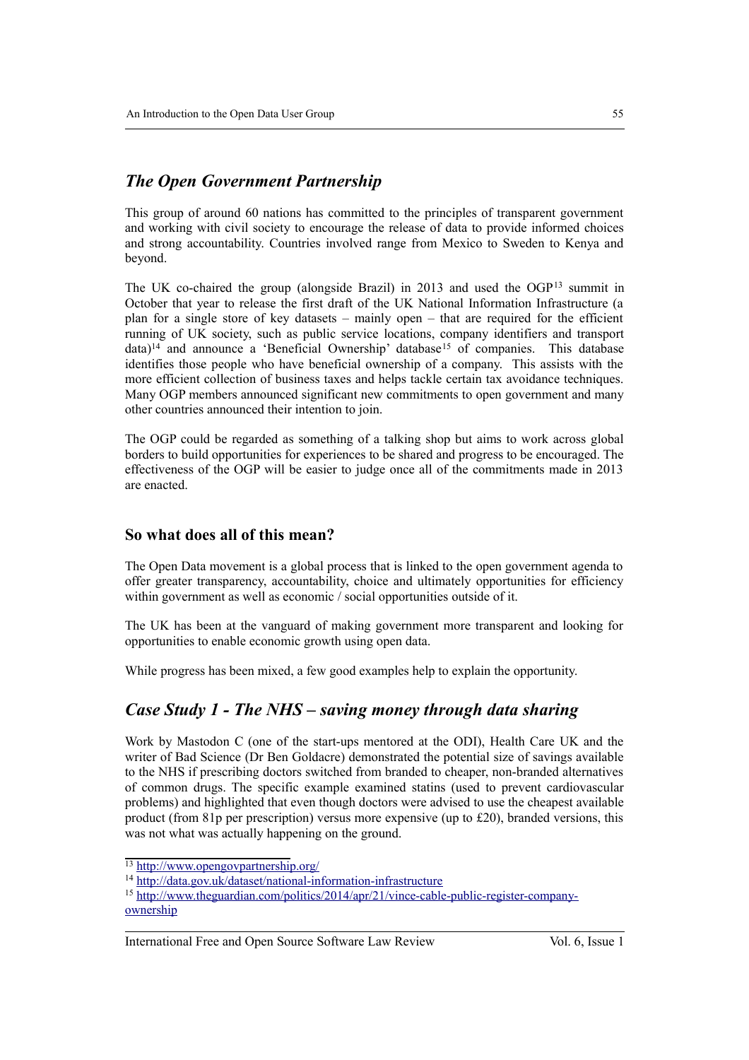## *The Open Government Partnership*

This group of around 60 nations has committed to the principles of transparent government and working with civil society to encourage the release of data to provide informed choices and strong accountability. Countries involved range from Mexico to Sweden to Kenya and beyond.

The UK co-chaired the group (alongside Brazil) in 2013 and used the OGP[13] summit in October that year to release the first draft of the UK National Information Infrastructure (a plan for a single store of key datasets – mainly open – that are required for the efficient running of UK society, such as public service locations, company identifiers and transport data)[14] and announce a 'Beneficial Ownership' database[15] of companies. This database identifies those people who have beneficial ownership of a company. This assists with the more efficient collection of business taxes and helps tackle certain tax avoidance techniques. Many OGP members announced significant new commitments to open government and many other countries announced their intention to join.

The OGP could be regarded as something of a talking shop but aims to work across global borders to build opportunities for experiences to be shared and progress to be encouraged. The effectiveness of the OGP will be easier to judge once all of the commitments made in 2013 are enacted.

### So what does all of this mean?

The Open Data movement is a global process that is linked to the open government agenda to offer greater transparency, accountability, choice and ultimately opportunities for efficiency within government as well as economic / social opportunities outside of it.

The UK has been at the vanguard of making government more transparent and looking for opportunities to enable economic growth using open data.

While progress has been mixed, a few good examples help to explain the opportunity.

## *Case Study 1 - The NHS – saving money through data sharing*

Work by Mastodon C (one of the start-ups mentored at the ODI), Health Care UK and the writer of Bad Science (Dr Ben Goldacre) demonstrated the potential size of savings available to the NHS if prescribing doctors switched from branded to cheaper, non-branded alternatives of common drugs. The specific example examined statins (used to prevent cardiovascular problems) and highlighted that even though doctors were advised to use the cheapest available product (from 81p per prescription) versus more expensive (up to £20), branded versions, this was not what was actually happening on the ground.

---

[13] http://www.opengovpartnership.org/

[14] http://data.gov.uk/dataset/national-information-infrastructure

[15] http://www.theguardian.com/politics/2014/apr/21/vince-cable-public-register-company-ownership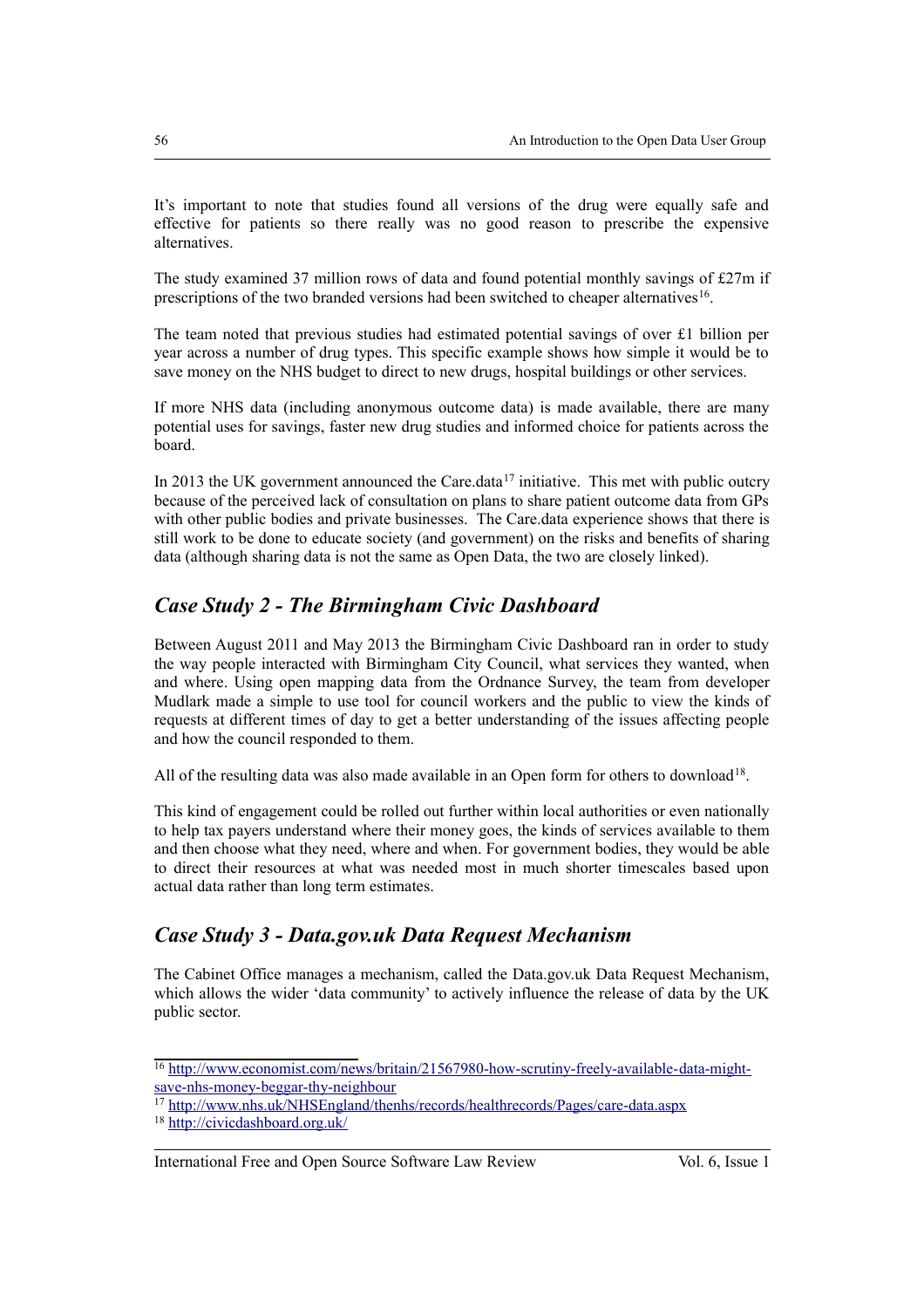It’s important to note that studies found all versions of the drug were equally safe and effective for patients so there really was no good reason to prescribe the expensive alternatives.

The study examined 37 million rows of data and found potential monthly savings of £27m if prescriptions of the two branded versions had been switched to cheaper alternatives[16].

The team noted that previous studies had estimated potential savings of over £1 billion per year across a number of drug types. This specific example shows how simple it would be to save money on the NHS budget to direct to new drugs, hospital buildings or other services.

If more NHS data (including anonymous outcome data) is made available, there are many potential uses for savings, faster new drug studies and informed choice for patients across the board.

In 2013 the UK government announced the Care.data[17] initiative. This met with public outcry because of the perceived lack of consultation on plans to share patient outcome data from GPs with other public bodies and private businesses. The Care.data experience shows that there is still work to be done to educate society (and government) on the risks and benefits of sharing data (although sharing data is not the same as Open Data, the two are closely linked).

## *Case Study 2 - The Birmingham Civic Dashboard*

Between August 2011 and May 2013 the Birmingham Civic Dashboard ran in order to study the way people interacted with Birmingham City Council, what services they wanted, when and where. Using open mapping data from the Ordnance Survey, the team from developer Mudlark made a simple to use tool for council workers and the public to view the kinds of requests at different times of day to get a better understanding of the issues affecting people and how the council responded to them.

All of the resulting data was also made available in an Open form for others to download[18].

This kind of engagement could be rolled out further within local authorities or even nationally to help tax payers understand where their money goes, the kinds of services available to them and then choose what they need, where and when. For government bodies, they would be able to direct their resources at what was needed most in much shorter timescales based upon actual data rather than long term estimates.

## *Case Study 3 - Data.gov.uk Data Request Mechanism*

The Cabinet Office manages a mechanism, called the Data.gov.uk Data Request Mechanism, which allows the wider ‘data community’ to actively influence the release of data by the UK public sector.

---

[16] http://www.economist.com/news/britain/21567980-how-scrutiny-freely-available-data-might-save-nhs-money-beggar-thy-neighbour

[17] http://www.nhs.uk/NHSEngland/thenhs/records/healthrecords/Pages/care-data.aspx

[18] http://civicdashboard.org.uk/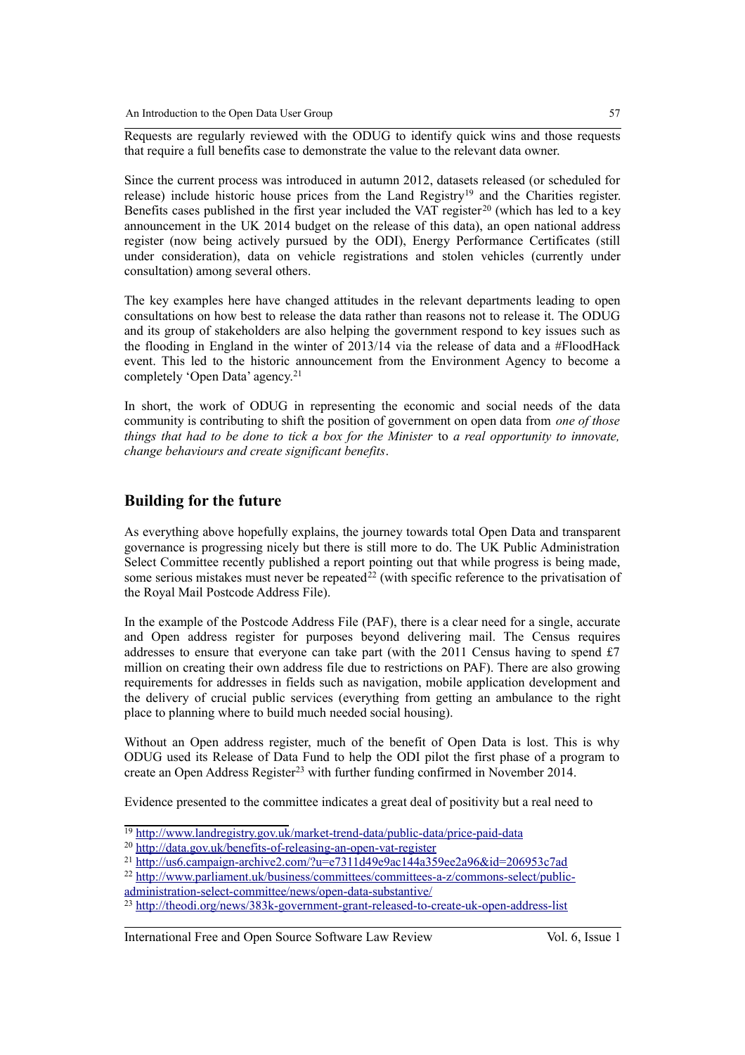Requests are regularly reviewed with the ODUG to identify quick wins and those requests that require a full benefits case to demonstrate the value to the relevant data owner.

Since the current process was introduced in autumn 2012, datasets released (or scheduled for release) include historic house prices from the Land Registry[19] and the Charities register. Benefits cases published in the first year included the VAT register[20] (which has led to a key announcement in the UK 2014 budget on the release of this data), an open national address register (now being actively pursued by the ODI), Energy Performance Certificates (still under consideration), data on vehicle registrations and stolen vehicles (currently under consultation) among several others.

The key examples here have changed attitudes in the relevant departments leading to open consultations on how best to release the data rather than reasons not to release it. The ODUG and its group of stakeholders are also helping the government respond to key issues such as the flooding in England in the winter of 2013/14 via the release of data and a #FloodHack event. This led to the historic announcement from the Environment Agency to become a completely 'Open Data' agency.[21]

In short, the work of ODUG in representing the economic and social needs of the data community is contributing to shift the position of government on open data from *one of those things that had to be done to tick a box for the Minister* to *a real opportunity to innovate, change behaviours and create significant benefits*.

## Building for the future

As everything above hopefully explains, the journey towards total Open Data and transparent governance is progressing nicely but there is still more to do. The UK Public Administration Select Committee recently published a report pointing out that while progress is being made, some serious mistakes must never be repeated[22] (with specific reference to the privatisation of the Royal Mail Postcode Address File).

In the example of the Postcode Address File (PAF), there is a clear need for a single, accurate and Open address register for purposes beyond delivering mail. The Census requires addresses to ensure that everyone can take part (with the 2011 Census having to spend £7 million on creating their own address file due to restrictions on PAF). There are also growing requirements for addresses in fields such as navigation, mobile application development and the delivery of crucial public services (everything from getting an ambulance to the right place to planning where to build much needed social housing).

Without an Open address register, much of the benefit of Open Data is lost. This is why ODUG used its Release of Data Fund to help the ODI pilot the first phase of a program to create an Open Address Register[23] with further funding confirmed in November 2014.

Evidence presented to the committee indicates a great deal of positivity but a real need to

---

[19] http://www.landregistry.gov.uk/market-trend-data/public-data/price-paid-data

[20] http://data.gov.uk/benefits-of-releasing-an-open-vat-register

[21] http://us6.campaign-archive2.com/?u=e7311d49e9ac144a359ee2a96&id=206953c7ad

[22] http://www.parliament.uk/business/committees/committees-a-z/commons-select/public-administration-select-committee/news/open-data-substantive/

[23] http://theodi.org/news/383k-government-grant-released-to-create-uk-open-address-list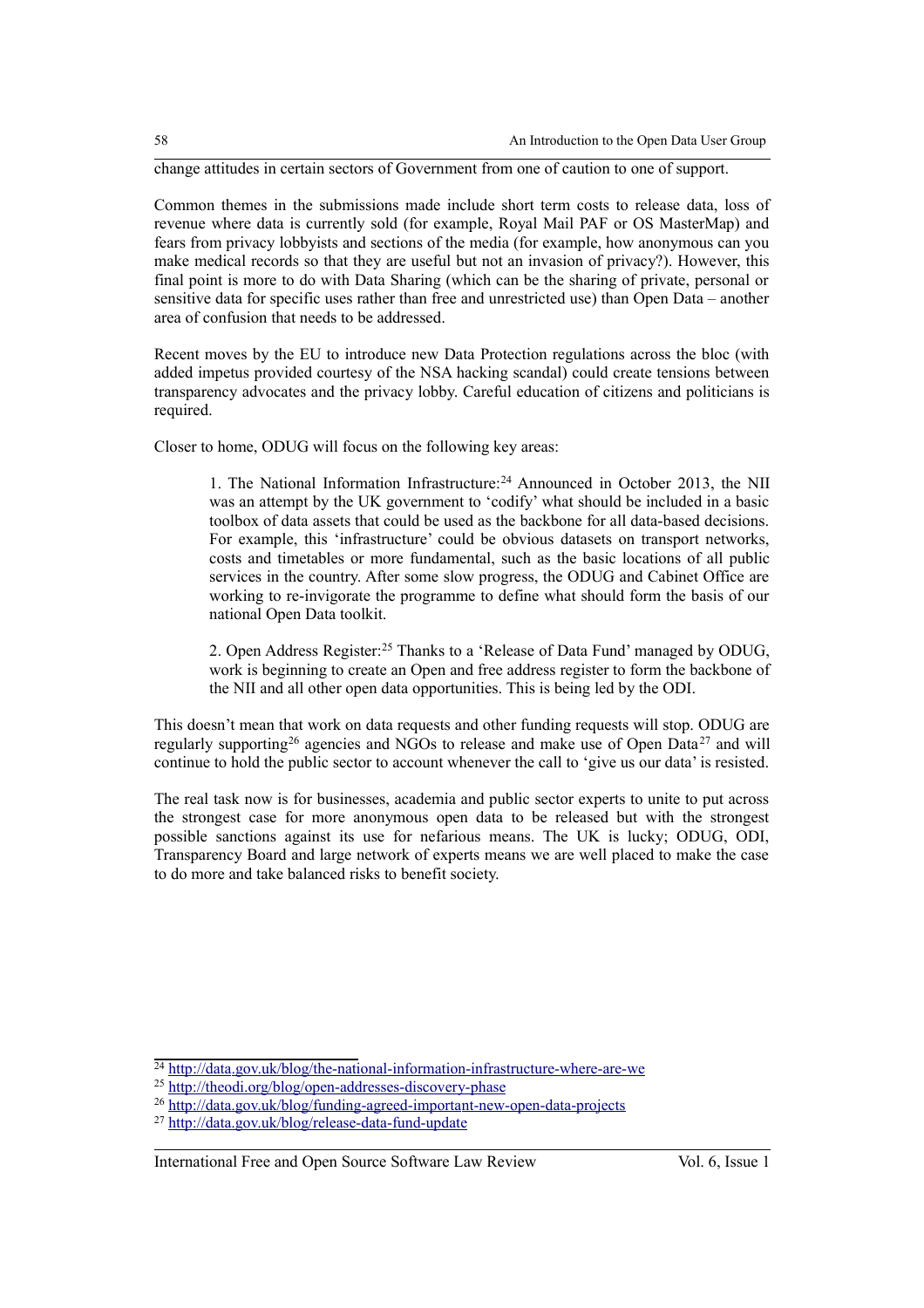change attitudes in certain sectors of Government from one of caution to one of support.

Common themes in the submissions made include short term costs to release data, loss of revenue where data is currently sold (for example, Royal Mail PAF or OS MasterMap) and fears from privacy lobbyists and sections of the media (for example, how anonymous can you make medical records so that they are useful but not an invasion of privacy?). However, this final point is more to do with Data Sharing (which can be the sharing of private, personal or sensitive data for specific uses rather than free and unrestricted use) than Open Data – another area of confusion that needs to be addressed.

Recent moves by the EU to introduce new Data Protection regulations across the bloc (with added impetus provided courtesy of the NSA hacking scandal) could create tensions between transparency advocates and the privacy lobby. Careful education of citizens and politicians is required.

Closer to home, ODUG will focus on the following key areas:

> 1. The National Information Infrastructure:[24] Announced in October 2013, the NII was an attempt by the UK government to 'codify' what should be included in a basic toolbox of data assets that could be used as the backbone for all data-based decisions. For example, this 'infrastructure' could be obvious datasets on transport networks, costs and timetables or more fundamental, such as the basic locations of all public services in the country. After some slow progress, the ODUG and Cabinet Office are working to re-invigorate the programme to define what should form the basis of our national Open Data toolkit.
>
> 2. Open Address Register:[25] Thanks to a 'Release of Data Fund' managed by ODUG, work is beginning to create an Open and free address register to form the backbone of the NII and all other open data opportunities. This is being led by the ODI.

This doesn't mean that work on data requests and other funding requests will stop. ODUG are regularly supporting[26] agencies and NGOs to release and make use of Open Data[27] and will continue to hold the public sector to account whenever the call to 'give us our data' is resisted.

The real task now is for businesses, academia and public sector experts to unite to put across the strongest case for more anonymous open data to be released but with the strongest possible sanctions against its use for nefarious means. The UK is lucky; ODUG, ODI, Transparency Board and large network of experts means we are well placed to make the case to do more and take balanced risks to benefit society.

---

[24] http://data.gov.uk/blog/the-national-information-infrastructure-where-are-we

[25] http://theodi.org/blog/open-addresses-discovery-phase

[26] http://data.gov.uk/blog/funding-agreed-important-new-open-data-projects

[27] http://data.gov.uk/blog/release-data-fund-update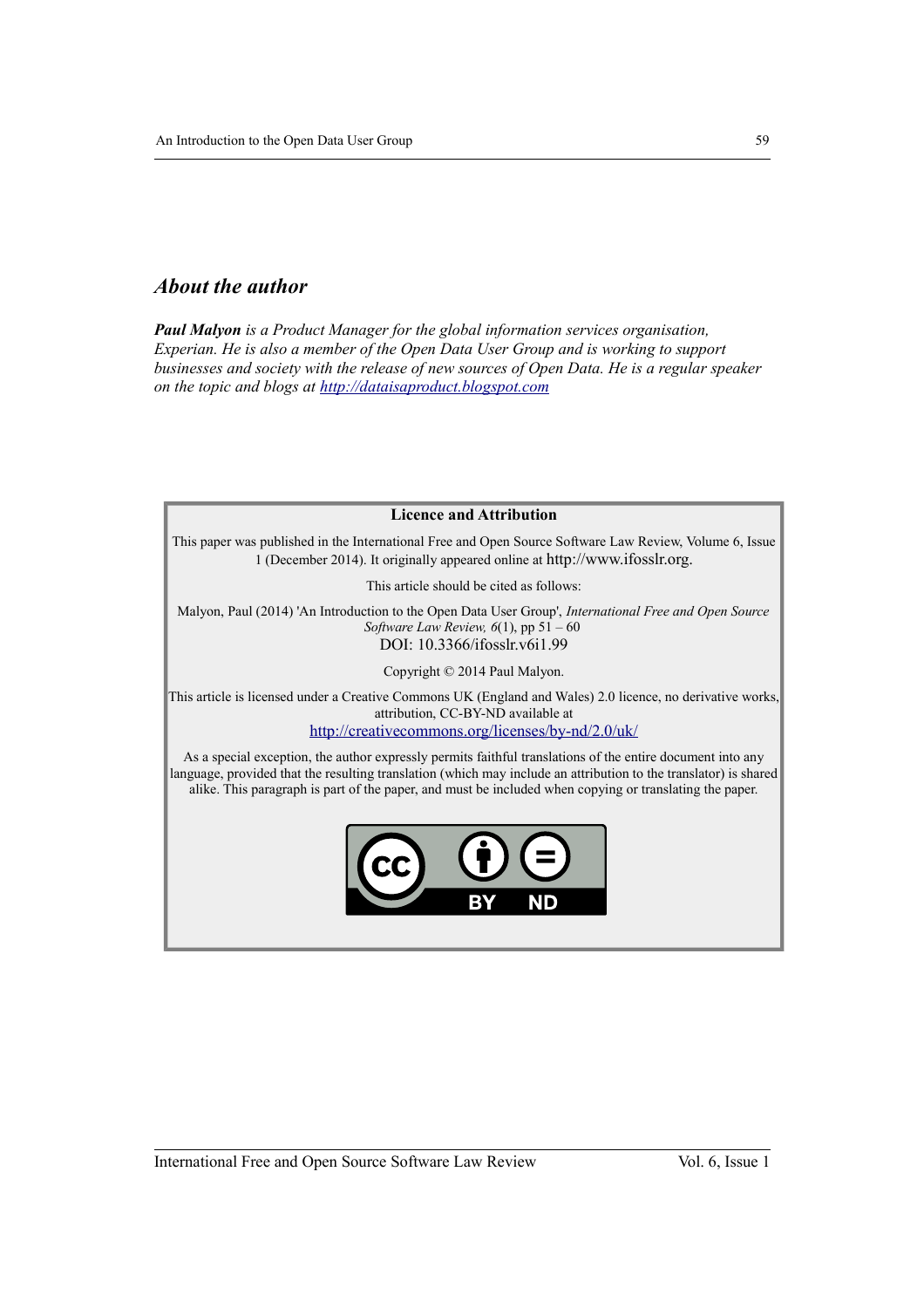## *About the author*

***Paul Malyon*** *is a Product Manager for the global information services organisation, Experian. He is also a member of the Open Data User Group and is working to support businesses and society with the release of new sources of Open Data. He is a regular speaker on the topic and blogs at [http://dataisaproduct.blogspot.com](http://dataisaproduct.blogspot.com)*

**Licence and Attribution**

This paper was published in the International Free and Open Source Software Law Review, Volume 6, Issue 1 (December 2014). It originally appeared online at http://www.ifosslr.org.

This article should be cited as follows:

Malyon, Paul (2014) 'An Introduction to the Open Data User Group', *International Free and Open Source Software Law Review, 6*(1), pp 51 – 60
DOI: 10.3366/ifosslr.v6i1.99

Copyright © 2014 Paul Malyon.

This article is licensed under a Creative Commons UK (England and Wales) 2.0 licence, no derivative works, attribution, CC-BY-ND available at
[http://creativecommons.org/licenses/by-nd/2.0/uk/](http://creativecommons.org/licenses/by-nd/2.0/uk/)

As a special exception, the author expressly permits faithful translations of the entire document into any language, provided that the resulting translation (which may include an attribution to the translator) is shared alike. This paragraph is part of the paper, and must be included when copying or translating the paper.